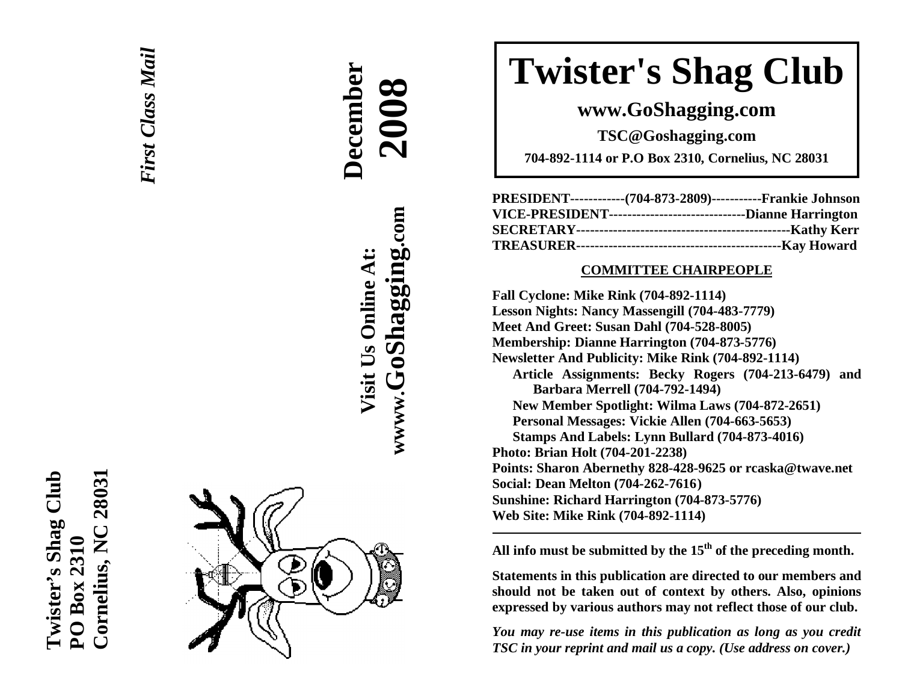Twister's Shag Club
PO Box 2310
Cornelius, NC 28031

*First Class Mail*

**December 2008**

**Visit Us Online At:**
**wwww.GoShagging.com**

# Twister's Shag Club

**www.GoShagging.com**

**TSC@Goshagging.com**

**704-892-1114 or P.O Box 2310, Cornelius, NC 28031**

**PRESIDENT------------(704-873-2809)-----------Frankie Johnson**
**VICE-PRESIDENT------------------------------Dianne Harrington**
**SECRETARY-----------------------------------------------Kathy Kerr**
**TREASURER---------------------------------------------Kay Howard**

## COMMITTEE CHAIRPEOPLE

**Fall Cyclone: Mike Rink (704-892-1114)**
**Lesson Nights: Nancy Massengill (704-483-7779)**
**Meet And Greet: Susan Dahl (704-528-8005)**
**Membership: Dianne Harrington (704-873-5776)**
**Newsletter And Publicity: Mike Rink (704-892-1114)**
- **Article Assignments: Becky Rogers (704-213-6479) and Barbara Merrell (704-792-1494)**
- **New Member Spotlight: Wilma Laws (704-872-2651)**
- **Personal Messages: Vickie Allen (704-663-5653)**
- **Stamps And Labels: Lynn Bullard (704-873-4016)**

**Photo: Brian Holt (704-201-2238)**
**Points: Sharon Abernethy 828-428-9625 or rcaska@twave.net**
**Social: Dean Melton (704-262-7616)**
**Sunshine: Richard Harrington (704-873-5776)**
**Web Site: Mike Rink (704-892-1114)**

---

**All info must be submitted by the 15th of the preceding month.**

**Statements in this publication are directed to our members and should not be taken out of context by others. Also, opinions expressed by various authors may not reflect those of our club.**

***You may re-use items in this publication as long as you credit TSC in your reprint and mail us a copy. (Use address on cover.)***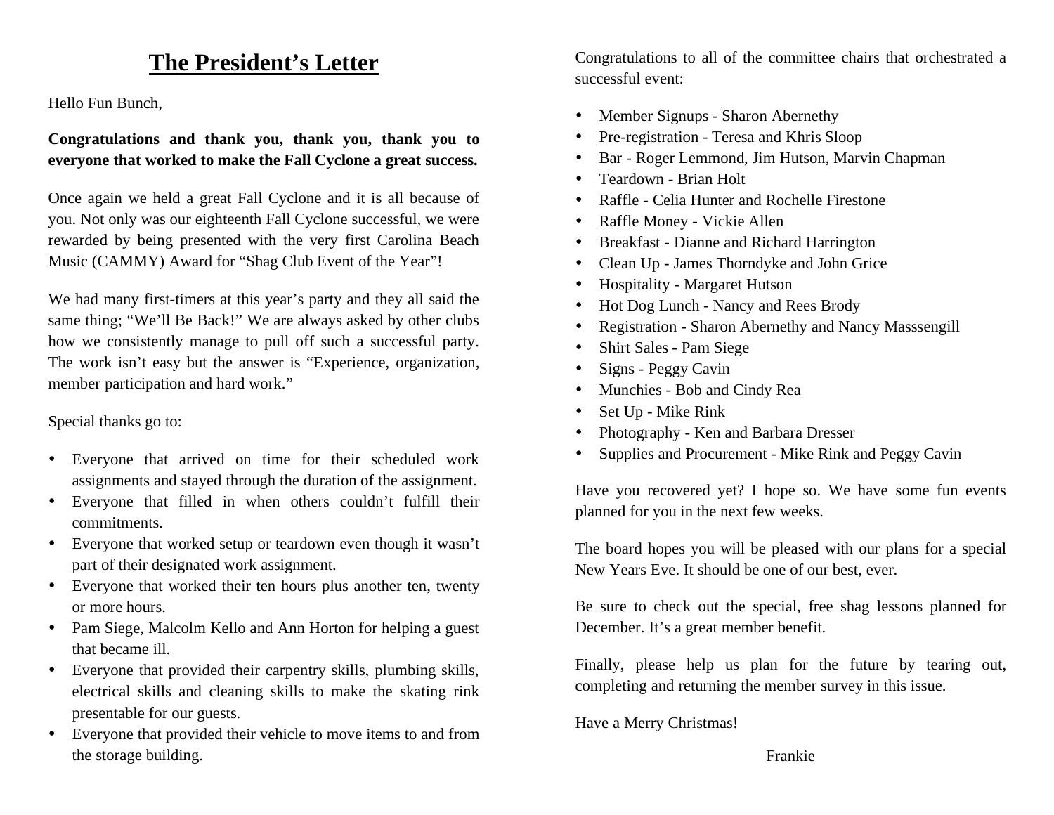# The President's Letter

Hello Fun Bunch,

**Congratulations and thank you, thank you, thank you to everyone that worked to make the Fall Cyclone a great success.**

Once again we held a great Fall Cyclone and it is all because of you. Not only was our eighteenth Fall Cyclone successful, we were rewarded by being presented with the very first Carolina Beach Music (CAMMY) Award for "Shag Club Event of the Year"!

We had many first-timers at this year's party and they all said the same thing; "We'll Be Back!" We are always asked by other clubs how we consistently manage to pull off such a successful party. The work isn't easy but the answer is "Experience, organization, member participation and hard work."

Special thanks go to:

- Everyone that arrived on time for their scheduled work assignments and stayed through the duration of the assignment.
- Everyone that filled in when others couldn't fulfill their commitments.
- Everyone that worked setup or teardown even though it wasn't part of their designated work assignment.
- Everyone that worked their ten hours plus another ten, twenty or more hours.
- Pam Siege, Malcolm Kello and Ann Horton for helping a guest that became ill.
- Everyone that provided their carpentry skills, plumbing skills, electrical skills and cleaning skills to make the skating rink presentable for our guests.
- Everyone that provided their vehicle to move items to and from the storage building.

Congratulations to all of the committee chairs that orchestrated a successful event:

- Member Signups - Sharon Abernethy
- Pre-registration - Teresa and Khris Sloop
- Bar - Roger Lemmond, Jim Hutson, Marvin Chapman
- Teardown - Brian Holt
- Raffle - Celia Hunter and Rochelle Firestone
- Raffle Money - Vickie Allen
- Breakfast - Dianne and Richard Harrington
- Clean Up - James Thorndyke and John Grice
- Hospitality - Margaret Hutson
- Hot Dog Lunch - Nancy and Rees Brody
- Registration - Sharon Abernethy and Nancy Masssengill
- Shirt Sales - Pam Siege
- Signs - Peggy Cavin
- Munchies - Bob and Cindy Rea
- Set Up - Mike Rink
- Photography - Ken and Barbara Dresser
- Supplies and Procurement - Mike Rink and Peggy Cavin

Have you recovered yet? I hope so. We have some fun events planned for you in the next few weeks.

The board hopes you will be pleased with our plans for a special New Years Eve. It should be one of our best, ever.

Be sure to check out the special, free shag lessons planned for December. It's a great member benefit.

Finally, please help us plan for the future by tearing out, completing and returning the member survey in this issue.

Have a Merry Christmas!

Frankie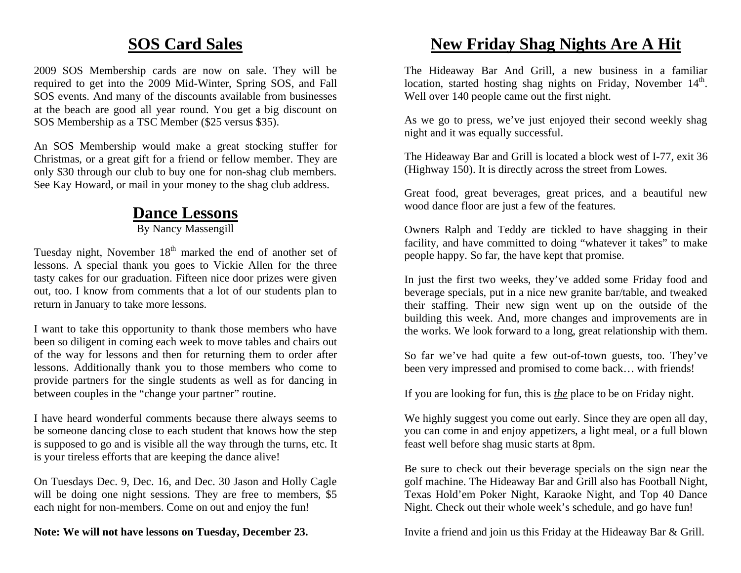## SOS Card Sales

2009 SOS Membership cards are now on sale. They will be required to get into the 2009 Mid-Winter, Spring SOS, and Fall SOS events. And many of the discounts available from businesses at the beach are good all year round. You get a big discount on SOS Membership as a TSC Member ($25 versus $35).

An SOS Membership would make a great stocking stuffer for Christmas, or a great gift for a friend or fellow member. They are only $30 through our club to buy one for non-shag club members. See Kay Howard, or mail in your money to the shag club address.

## Dance Lessons

By Nancy Massengill

Tuesday night, November 18th marked the end of another set of lessons. A special thank you goes to Vickie Allen for the three tasty cakes for our graduation. Fifteen nice door prizes were given out, too. I know from comments that a lot of our students plan to return in January to take more lessons.

I want to take this opportunity to thank those members who have been so diligent in coming each week to move tables and chairs out of the way for lessons and then for returning them to order after lessons. Additionally thank you to those members who come to provide partners for the single students as well as for dancing in between couples in the "change your partner" routine.

I have heard wonderful comments because there always seems to be someone dancing close to each student that knows how the step is supposed to go and is visible all the way through the turns, etc. It is your tireless efforts that are keeping the dance alive!

On Tuesdays Dec. 9, Dec. 16, and Dec. 30 Jason and Holly Cagle will be doing one night sessions. They are free to members, $5 each night for non-members. Come on out and enjoy the fun!

**Note: We will not have lessons on Tuesday, December 23.**

## New Friday Shag Nights Are A Hit

The Hideaway Bar And Grill, a new business in a familiar location, started hosting shag nights on Friday, November 14th. Well over 140 people came out the first night.

As we go to press, we've just enjoyed their second weekly shag night and it was equally successful.

The Hideaway Bar and Grill is located a block west of I-77, exit 36 (Highway 150). It is directly across the street from Lowes.

Great food, great beverages, great prices, and a beautiful new wood dance floor are just a few of the features.

Owners Ralph and Teddy are tickled to have shagging in their facility, and have committed to doing "whatever it takes" to make people happy. So far, the have kept that promise.

In just the first two weeks, they've added some Friday food and beverage specials, put in a nice new granite bar/table, and tweaked their staffing. Their new sign went up on the outside of the building this week. And, more changes and improvements are in the works. We look forward to a long, great relationship with them.

So far we've had quite a few out-of-town guests, too. They've been very impressed and promised to come back… with friends!

If you are looking for fun, this is ***the*** place to be on Friday night.

We highly suggest you come out early. Since they are open all day, you can come in and enjoy appetizers, a light meal, or a full blown feast well before shag music starts at 8pm.

Be sure to check out their beverage specials on the sign near the golf machine. The Hideaway Bar and Grill also has Football Night, Texas Hold'em Poker Night, Karaoke Night, and Top 40 Dance Night. Check out their whole week's schedule, and go have fun!

Invite a friend and join us this Friday at the Hideaway Bar & Grill.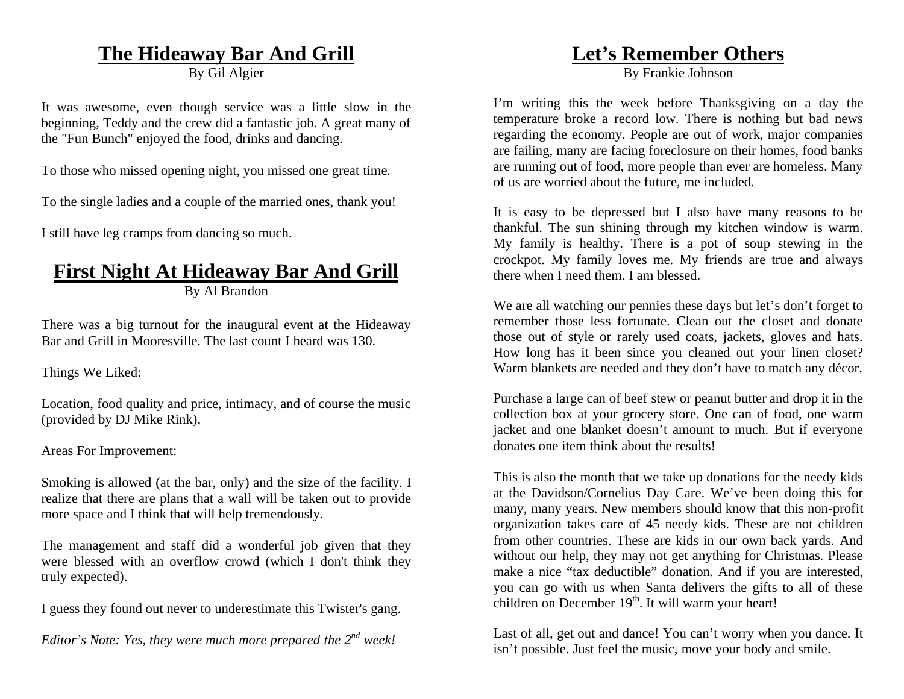# The Hideaway Bar And Grill

By Gil Algier

It was awesome, even though service was a little slow in the beginning, Teddy and the crew did a fantastic job. A great many of the "Fun Bunch" enjoyed the food, drinks and dancing.

To those who missed opening night, you missed one great time.

To the single ladies and a couple of the married ones, thank you!

I still have leg cramps from dancing so much.

# First Night At Hideaway Bar And Grill

By Al Brandon

There was a big turnout for the inaugural event at the Hideaway Bar and Grill in Mooresville. The last count I heard was 130.

Things We Liked:

Location, food quality and price, intimacy, and of course the music (provided by DJ Mike Rink).

Areas For Improvement:

Smoking is allowed (at the bar, only) and the size of the facility. I realize that there are plans that a wall will be taken out to provide more space and I think that will help tremendously.

The management and staff did a wonderful job given that they were blessed with an overflow crowd (which I don't think they truly expected).

I guess they found out never to underestimate this Twister's gang.

*Editor's Note: Yes, they were much more prepared the 2nd week!*

# Let's Remember Others

By Frankie Johnson

I'm writing this the week before Thanksgiving on a day the temperature broke a record low. There is nothing but bad news regarding the economy. People are out of work, major companies are failing, many are facing foreclosure on their homes, food banks are running out of food, more people than ever are homeless. Many of us are worried about the future, me included.

It is easy to be depressed but I also have many reasons to be thankful. The sun shining through my kitchen window is warm. My family is healthy. There is a pot of soup stewing in the crockpot. My family loves me. My friends are true and always there when I need them. I am blessed.

We are all watching our pennies these days but let's don't forget to remember those less fortunate. Clean out the closet and donate those out of style or rarely used coats, jackets, gloves and hats. How long has it been since you cleaned out your linen closet? Warm blankets are needed and they don't have to match any décor.

Purchase a large can of beef stew or peanut butter and drop it in the collection box at your grocery store. One can of food, one warm jacket and one blanket doesn't amount to much. But if everyone donates one item think about the results!

This is also the month that we take up donations for the needy kids at the Davidson/Cornelius Day Care. We've been doing this for many, many years. New members should know that this non-profit organization takes care of 45 needy kids. These are not children from other countries. These are kids in our own back yards. And without our help, they may not get anything for Christmas. Please make a nice "tax deductible" donation. And if you are interested, you can go with us when Santa delivers the gifts to all of these children on December 19th. It will warm your heart!

Last of all, get out and dance! You can't worry when you dance. It isn't possible. Just feel the music, move your body and smile.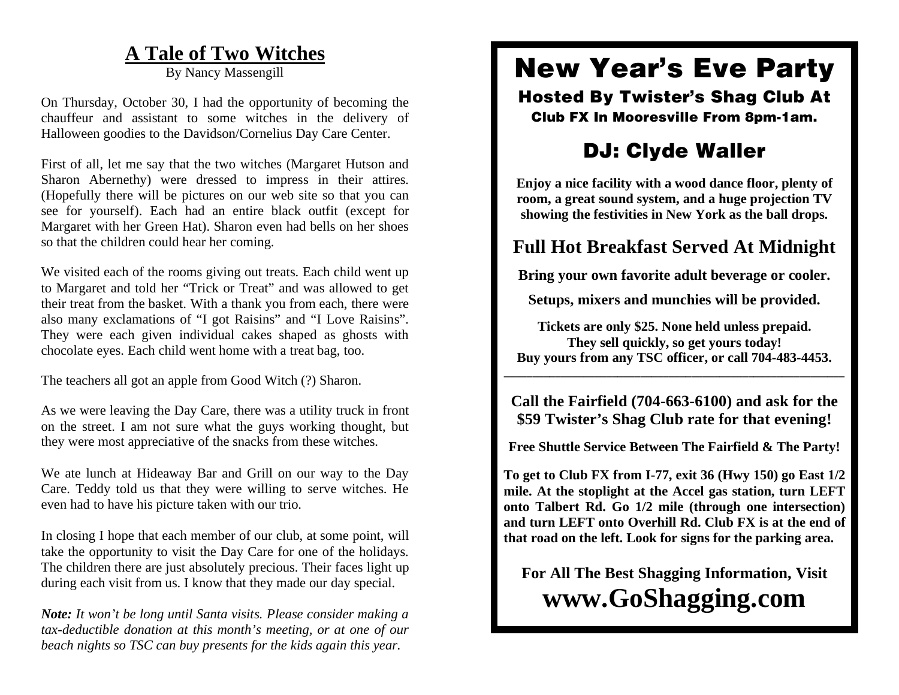# A Tale of Two Witches

By Nancy Massengill

On Thursday, October 30, I had the opportunity of becoming the chauffeur and assistant to some witches in the delivery of Halloween goodies to the Davidson/Cornelius Day Care Center.

First of all, let me say that the two witches (Margaret Hutson and Sharon Abernethy) were dressed to impress in their attires. (Hopefully there will be pictures on our web site so that you can see for yourself). Each had an entire black outfit (except for Margaret with her Green Hat). Sharon even had bells on her shoes so that the children could hear her coming.

We visited each of the rooms giving out treats. Each child went up to Margaret and told her "Trick or Treat" and was allowed to get their treat from the basket. With a thank you from each, there were also many exclamations of "I got Raisins" and "I Love Raisins". They were each given individual cakes shaped as ghosts with chocolate eyes. Each child went home with a treat bag, too.

The teachers all got an apple from Good Witch (?) Sharon.

As we were leaving the Day Care, there was a utility truck in front on the street. I am not sure what the guys working thought, but they were most appreciative of the snacks from these witches.

We ate lunch at Hideaway Bar and Grill on our way to the Day Care. Teddy told us that they were willing to serve witches. He even had to have his picture taken with our trio.

In closing I hope that each member of our club, at some point, will take the opportunity to visit the Day Care for one of the holidays. The children there are just absolutely precious. Their faces light up during each visit from us. I know that they made our day special.

***Note:*** *It won't be long until Santa visits. Please consider making a tax-deductible donation at this month's meeting, or at one of our beach nights so TSC can buy presents for the kids again this year.*

# New Year's Eve Party

### Hosted By Twister's Shag Club At

**Club FX In Mooresville From 8pm-1am.**

## DJ: Clyde Waller

**Enjoy a nice facility with a wood dance floor, plenty of room, a great sound system, and a huge projection TV showing the festivities in New York as the ball drops.**

## Full Hot Breakfast Served At Midnight

**Bring your own favorite adult beverage or cooler.**

**Setups, mixers and munchies will be provided.**

**Tickets are only $25. None held unless prepaid. They sell quickly, so get yours today! Buy yours from any TSC officer, or call 704-483-4453.**

---

**Call the Fairfield (704-663-6100) and ask for the $59 Twister's Shag Club rate for that evening!**

**Free Shuttle Service Between The Fairfield & The Party!**

**To get to Club FX from I-77, exit 36 (Hwy 150) go East 1/2 mile. At the stoplight at the Accel gas station, turn LEFT onto Talbert Rd. Go 1/2 mile (through one intersection) and turn LEFT onto Overhill Rd. Club FX is at the end of that road on the left. Look for signs for the parking area.**

**For All The Best Shagging Information, Visit**

# www.GoShagging.com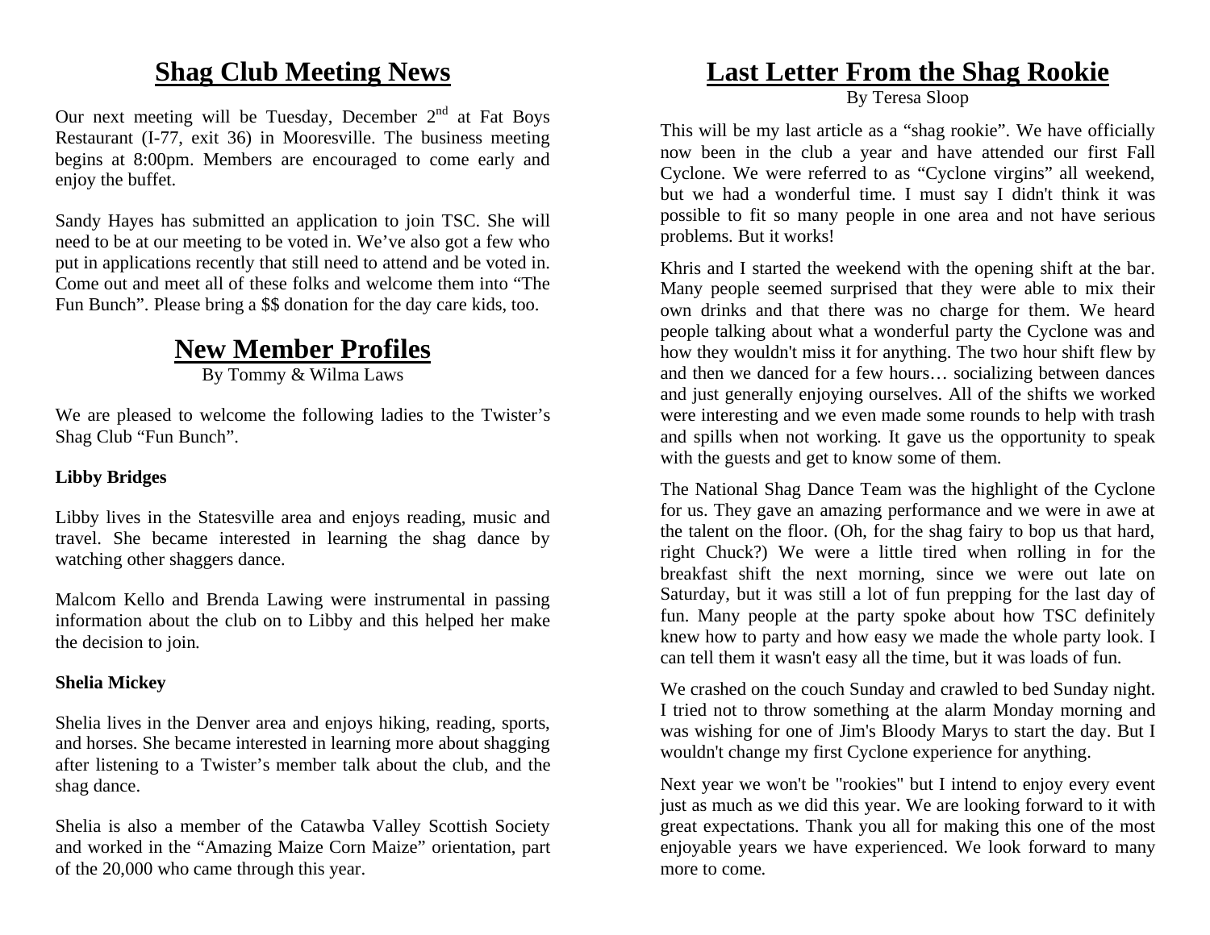## Shag Club Meeting News

Our next meeting will be Tuesday, December 2nd at Fat Boys Restaurant (I-77, exit 36) in Mooresville. The business meeting begins at 8:00pm. Members are encouraged to come early and enjoy the buffet.

Sandy Hayes has submitted an application to join TSC. She will need to be at our meeting to be voted in. We've also got a few who put in applications recently that still need to attend and be voted in. Come out and meet all of these folks and welcome them into "The Fun Bunch". Please bring a $$ donation for the day care kids, too.

## New Member Profiles

By Tommy & Wilma Laws

We are pleased to welcome the following ladies to the Twister's Shag Club "Fun Bunch".

**Libby Bridges**

Libby lives in the Statesville area and enjoys reading, music and travel. She became interested in learning the shag dance by watching other shaggers dance.

Malcom Kello and Brenda Lawing were instrumental in passing information about the club on to Libby and this helped her make the decision to join.

**Shelia Mickey**

Shelia lives in the Denver area and enjoys hiking, reading, sports, and horses. She became interested in learning more about shagging after listening to a Twister's member talk about the club, and the shag dance.

Shelia is also a member of the Catawba Valley Scottish Society and worked in the "Amazing Maize Corn Maize" orientation, part of the 20,000 who came through this year.

## Last Letter From the Shag Rookie

By Teresa Sloop

This will be my last article as a "shag rookie". We have officially now been in the club a year and have attended our first Fall Cyclone. We were referred to as "Cyclone virgins" all weekend, but we had a wonderful time. I must say I didn't think it was possible to fit so many people in one area and not have serious problems. But it works!

Khris and I started the weekend with the opening shift at the bar. Many people seemed surprised that they were able to mix their own drinks and that there was no charge for them. We heard people talking about what a wonderful party the Cyclone was and how they wouldn't miss it for anything. The two hour shift flew by and then we danced for a few hours… socializing between dances and just generally enjoying ourselves. All of the shifts we worked were interesting and we even made some rounds to help with trash and spills when not working. It gave us the opportunity to speak with the guests and get to know some of them.

The National Shag Dance Team was the highlight of the Cyclone for us. They gave an amazing performance and we were in awe at the talent on the floor. (Oh, for the shag fairy to bop us that hard, right Chuck?) We were a little tired when rolling in for the breakfast shift the next morning, since we were out late on Saturday, but it was still a lot of fun prepping for the last day of fun. Many people at the party spoke about how TSC definitely knew how to party and how easy we made the whole party look. I can tell them it wasn't easy all the time, but it was loads of fun.

We crashed on the couch Sunday and crawled to bed Sunday night. I tried not to throw something at the alarm Monday morning and was wishing for one of Jim's Bloody Marys to start the day. But I wouldn't change my first Cyclone experience for anything.

Next year we won't be "rookies" but I intend to enjoy every event just as much as we did this year. We are looking forward to it with great expectations. Thank you all for making this one of the most enjoyable years we have experienced. We look forward to many more to come.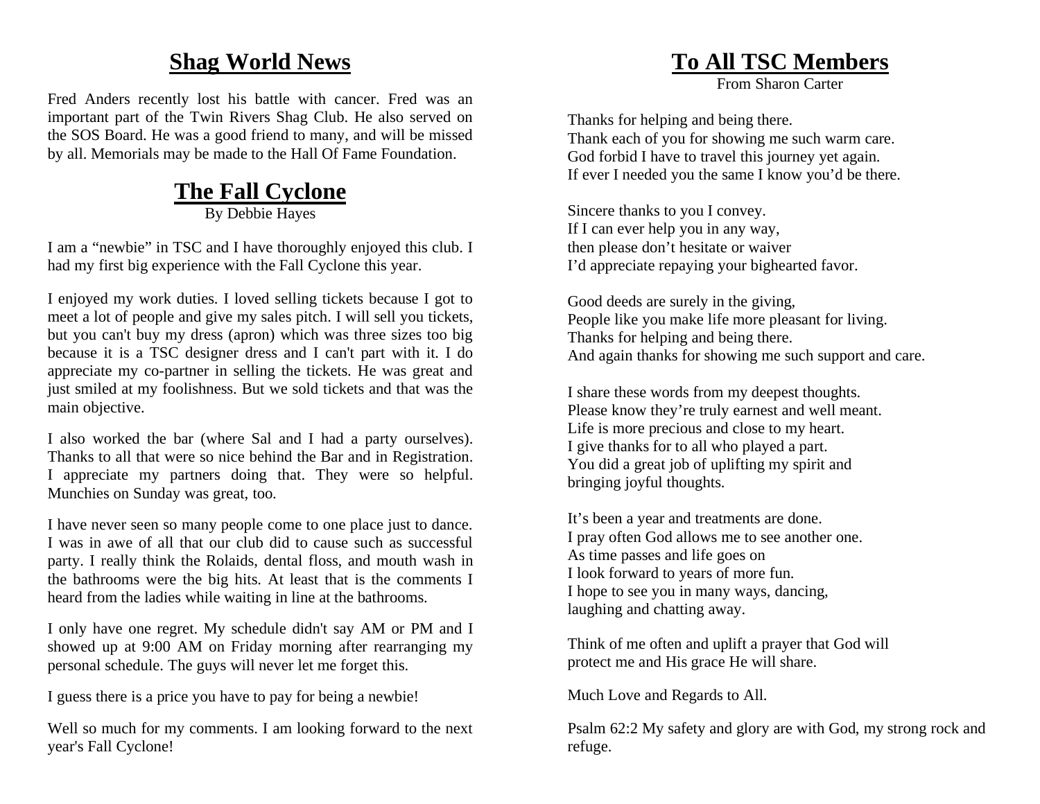## Shag World News

Fred Anders recently lost his battle with cancer. Fred was an important part of the Twin Rivers Shag Club. He also served on the SOS Board. He was a good friend to many, and will be missed by all. Memorials may be made to the Hall Of Fame Foundation.

## The Fall Cyclone

By Debbie Hayes

I am a "newbie" in TSC and I have thoroughly enjoyed this club. I had my first big experience with the Fall Cyclone this year.

I enjoyed my work duties. I loved selling tickets because I got to meet a lot of people and give my sales pitch. I will sell you tickets, but you can't buy my dress (apron) which was three sizes too big because it is a TSC designer dress and I can't part with it. I do appreciate my co-partner in selling the tickets. He was great and just smiled at my foolishness. But we sold tickets and that was the main objective.

I also worked the bar (where Sal and I had a party ourselves). Thanks to all that were so nice behind the Bar and in Registration. I appreciate my partners doing that. They were so helpful. Munchies on Sunday was great, too.

I have never seen so many people come to one place just to dance. I was in awe of all that our club did to cause such as successful party. I really think the Rolaids, dental floss, and mouth wash in the bathrooms were the big hits. At least that is the comments I heard from the ladies while waiting in line at the bathrooms.

I only have one regret. My schedule didn't say AM or PM and I showed up at 9:00 AM on Friday morning after rearranging my personal schedule. The guys will never let me forget this.

I guess there is a price you have to pay for being a newbie!

Well so much for my comments. I am looking forward to the next year's Fall Cyclone!

## To All TSC Members

From Sharon Carter

Thanks for helping and being there.  
Thank each of you for showing me such warm care.  
God forbid I have to travel this journey yet again.  
If ever I needed you the same I know you'd be there.

Sincere thanks to you I convey.  
If I can ever help you in any way,  
then please don't hesitate or waiver  
I'd appreciate repaying your bighearted favor.

Good deeds are surely in the giving,  
People like you make life more pleasant for living.  
Thanks for helping and being there.  
And again thanks for showing me such support and care.

I share these words from my deepest thoughts.  
Please know they're truly earnest and well meant.  
Life is more precious and close to my heart.  
I give thanks for to all who played a part.  
You did a great job of uplifting my spirit and  
bringing joyful thoughts.

It's been a year and treatments are done.  
I pray often God allows me to see another one.  
As time passes and life goes on  
I look forward to years of more fun.  
I hope to see you in many ways, dancing,  
laughing and chatting away.

Think of me often and uplift a prayer that God will  
protect me and His grace He will share.

Much Love and Regards to All.

Psalm 62:2 My safety and glory are with God, my strong rock and refuge.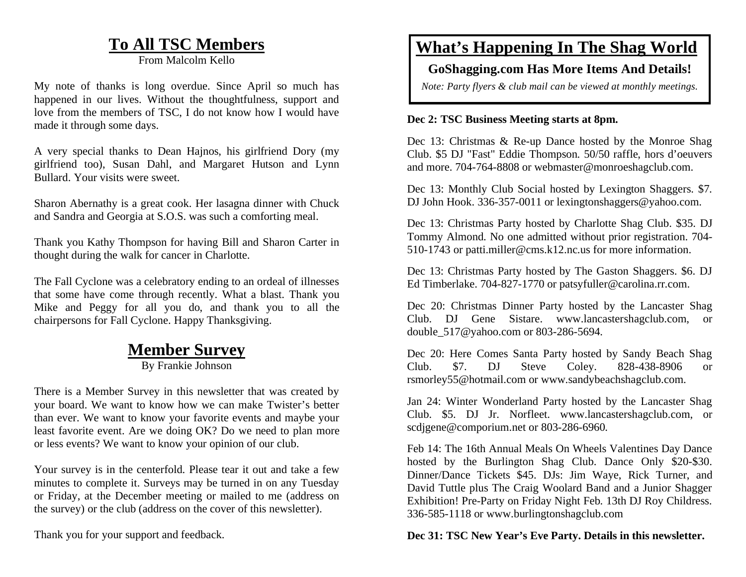# To All TSC Members

From Malcolm Kello

My note of thanks is long overdue. Since April so much has happened in our lives. Without the thoughtfulness, support and love from the members of TSC, I do not know how I would have made it through some days.

A very special thanks to Dean Hajnos, his girlfriend Dory (my girlfriend too), Susan Dahl, and Margaret Hutson and Lynn Bullard. Your visits were sweet.

Sharon Abernathy is a great cook. Her lasagna dinner with Chuck and Sandra and Georgia at S.O.S. was such a comforting meal.

Thank you Kathy Thompson for having Bill and Sharon Carter in thought during the walk for cancer in Charlotte.

The Fall Cyclone was a celebratory ending to an ordeal of illnesses that some have come through recently. What a blast. Thank you Mike and Peggy for all you do, and thank you to all the chairpersons for Fall Cyclone. Happy Thanksgiving.

# Member Survey

By Frankie Johnson

There is a Member Survey in this newsletter that was created by your board. We want to know how we can make Twister's better than ever. We want to know your favorite events and maybe your least favorite event. Are we doing OK? Do we need to plan more or less events? We want to know your opinion of our club.

Your survey is in the centerfold. Please tear it out and take a few minutes to complete it. Surveys may be turned in on any Tuesday or Friday, at the December meeting or mailed to me (address on the survey) or the club (address on the cover of this newsletter).

Thank you for your support and feedback.

# What's Happening In The Shag World

**GoShagging.com Has More Items And Details!**

*Note: Party flyers & club mail can be viewed at monthly meetings.*

**Dec 2: TSC Business Meeting starts at 8pm.**

Dec 13: Christmas & Re-up Dance hosted by the Monroe Shag Club. $5 DJ "Fast" Eddie Thompson. 50/50 raffle, hors d'oeuvers and more. 704-764-8808 or webmaster@monroeshagclub.com.

Dec 13: Monthly Club Social hosted by Lexington Shaggers. $7. DJ John Hook. 336-357-0011 or lexingtonshaggers@yahoo.com.

Dec 13: Christmas Party hosted by Charlotte Shag Club. $35. DJ Tommy Almond. No one admitted without prior registration. 704-510-1743 or patti.miller@cms.k12.nc.us for more information.

Dec 13: Christmas Party hosted by The Gaston Shaggers. $6. DJ Ed Timberlake. 704-827-1770 or patsyfuller@carolina.rr.com.

Dec 20: Christmas Dinner Party hosted by the Lancaster Shag Club. DJ Gene Sistare. www.lancastershagclub.com, or double_517@yahoo.com or 803-286-5694.

Dec 20: Here Comes Santa Party hosted by Sandy Beach Shag Club. $7. DJ Steve Coley. 828-438-8906 or rsmorley55@hotmail.com or www.sandybeachshagclub.com.

Jan 24: Winter Wonderland Party hosted by the Lancaster Shag Club. $5. DJ Jr. Norfleet. www.lancastershagclub.com, or scdjgene@comporium.net or 803-286-6960.

Feb 14: The 16th Annual Meals On Wheels Valentines Day Dance hosted by the Burlington Shag Club. Dance Only $20-$30. Dinner/Dance Tickets $45. DJs: Jim Waye, Rick Turner, and David Tuttle plus The Craig Woolard Band and a Junior Shagger Exhibition! Pre-Party on Friday Night Feb. 13th DJ Roy Childress. 336-585-1118 or www.burlingtonshagclub.com

**Dec 31: TSC New Year's Eve Party. Details in this newsletter.**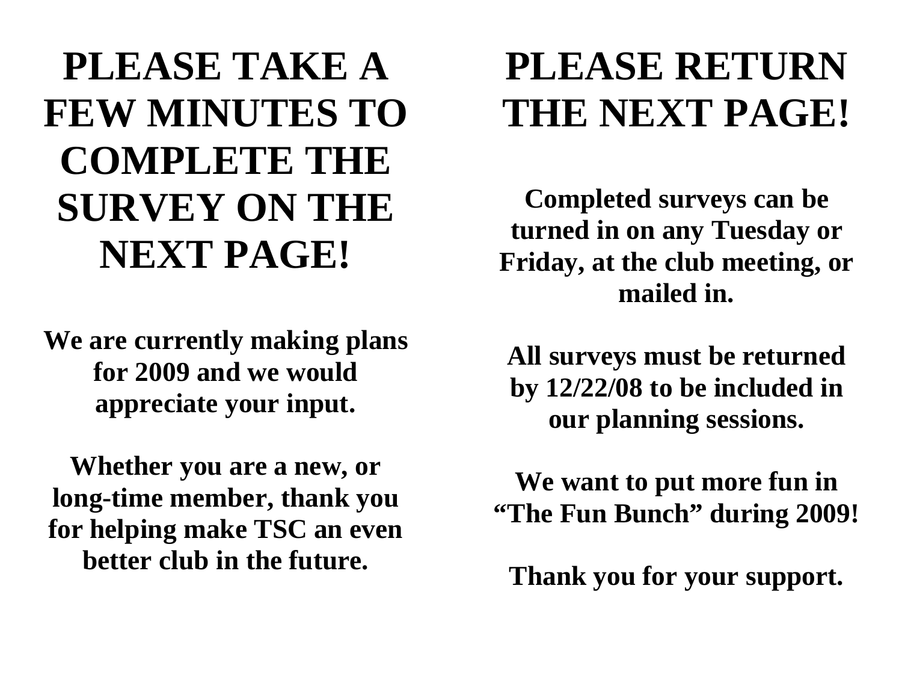# PLEASE TAKE A FEW MINUTES TO COMPLETE THE SURVEY ON THE NEXT PAGE!

**We are currently making plans for 2009 and we would appreciate your input.**

**Whether you are a new, or long-time member, thank you for helping make TSC an even better club in the future.**

# PLEASE RETURN THE NEXT PAGE!

**Completed surveys can be turned in on any Tuesday or Friday, at the club meeting, or mailed in.**

**All surveys must be returned by 12/22/08 to be included in our planning sessions.**

**We want to put more fun in "The Fun Bunch" during 2009!**

**Thank you for your support.**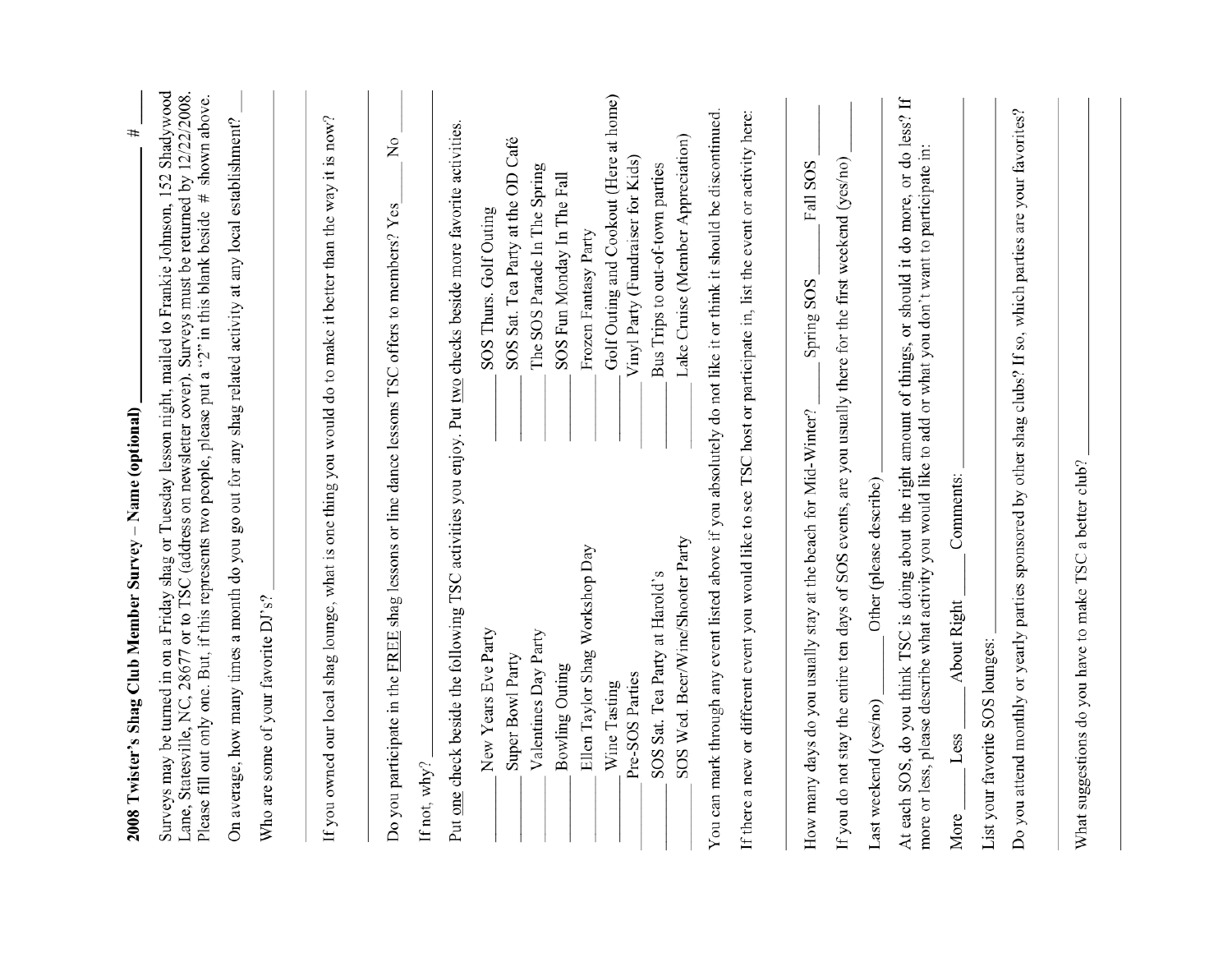**2008 Twister's Shag Club Member Survey – Name (optional)** ______________________ # ___

Surveys may be turned in on a Friday shag or Tuesday lesson night, mailed to Frankie Johnson, 152 Shadywood Lane, Statesville, NC, 28677 or to TSC (address on newsletter cover). Surveys must be returned by 12/22/2008. Please fill out only one. But, if this represents two people, please put a "2" in this blank beside # shown above.

On average, how many times a month do you go out for any shag related activity at any local establishment? ___

Who are some of your favorite DJ's? ______________________

---

If you owned our local shag lounge, what is one thing you would do to make it better than the way it is now?

---

Do you participate in the FREE shag lessons or line dance lessons TSC offers to members? Yes ___ No ___

If not, why? ______________________

Put one check beside the following TSC activities you enjoy. Put two checks beside more favorite activities.

| | | | |
|---|---|---|---|
| ___ | New Years Eve Party | ___ | SOS Thurs. Golf Outing |
| ___ | Super Bowl Party | ___ | SOS Sat. Tea Party at the OD Café |
| ___ | Valentines Day Party | ___ | The SOS Parade In The Spring |
| ___ | Bowling Outing | ___ | SOS Fun Monday In The Fall |
| ___ | Ellen Taylor Shag Workshop Day | ___ | Frozen Fantasy Party |
| ___ | Wine Tasting | ___ | Golf Outing and Cookout (Here at home) |
| ___ | Pre-SOS Parties | ___ | Vinyl Party (Fundraiser for Kids) |
| ___ | SOS Sat. Tea Party at Harold's | ___ | Bus Trips to out-of-town parties |
| ___ | SOS Wed. Beer/Wine/Shooter Party | ___ | Lake Cruise (Member Appreciation) |

You can mark through any event listed above if you absolutely do not like it or think it should be discontinued.

If there a new or different event you would like to see TSC host or participate in, list the event or activity here:

---

How many days do you usually stay at the beach for Mid-Winter? ___ Spring SOS ___ Fall SOS ___

If you do not stay the entire ten days of SOS events, are you usually there for the first weekend (yes/no) ___

Last weekend (yes/no) ___ Other (please describe) ______________________

At each SOS, do you think TSC is doing about the right amount of things, or should it do more, or do less? If more or less, please describe what activity you would like to add or what you don't want to participate in:

More ___ Less ___ About Right ___ Comments: ______________________

List your favorite SOS lounges: ______________________

Do you attend monthly or yearly parties sponsored by other shag clubs? If so, which parties are your favorites?

---

What suggestions do you have to make TSC a better club? ______________________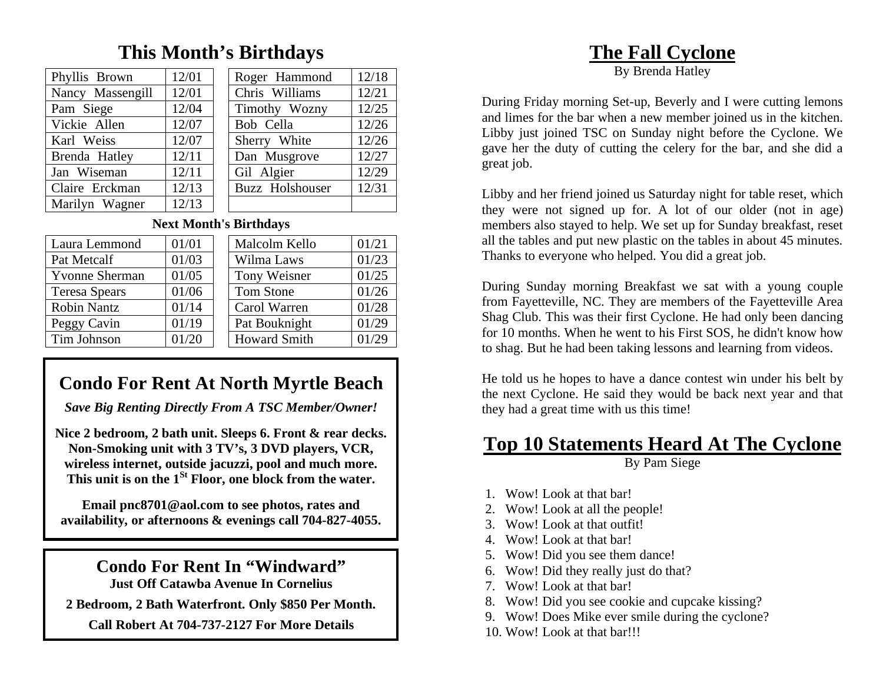## This Month's Birthdays

| Name | Date | Name | Date |
|---|---|---|---|
| Phyllis Brown | 12/01 | Roger Hammond | 12/18 |
| Nancy Massengill | 12/01 | Chris Williams | 12/21 |
| Pam Siege | 12/04 | Timothy Wozny | 12/25 |
| Vickie Allen | 12/07 | Bob Cella | 12/26 |
| Karl Weiss | 12/07 | Sherry White | 12/26 |
| Brenda Hatley | 12/11 | Dan Musgrove | 12/27 |
| Jan Wiseman | 12/11 | Gil Algier | 12/29 |
| Claire Erckman | 12/13 | Buzz Holshouser | 12/31 |
| Marilyn Wagner | 12/13 | | |

**Next Month's Birthdays**

| Name | Date | Name | Date |
|---|---|---|---|
| Laura Lemmond | 01/01 | Malcolm Kello | 01/21 |
| Pat Metcalf | 01/03 | Wilma Laws | 01/23 |
| Yvonne Sherman | 01/05 | Tony Weisner | 01/25 |
| Teresa Spears | 01/06 | Tom Stone | 01/26 |
| Robin Nantz | 01/14 | Carol Warren | 01/28 |
| Peggy Cavin | 01/19 | Pat Bouknight | 01/29 |
| Tim Johnson | 01/20 | Howard Smith | 01/29 |

## Condo For Rent At North Myrtle Beach

***Save Big Renting Directly From A TSC Member/Owner!***

**Nice 2 bedroom, 2 bath unit. Sleeps 6. Front & rear decks. Non-Smoking unit with 3 TV's, 3 DVD players, VCR, wireless internet, outside jacuzzi, pool and much more. This unit is on the 1st Floor, one block from the water.**

**Email pnc8701@aol.com to see photos, rates and availability, or afternoons & evenings call 704-827-4055.**

## Condo For Rent In "Windward"

**Just Off Catawba Avenue In Cornelius**

**2 Bedroom, 2 Bath Waterfront. Only $850 Per Month.**

**Call Robert At 704-737-2127 For More Details**

# The Fall Cyclone

By Brenda Hatley

During Friday morning Set-up, Beverly and I were cutting lemons and limes for the bar when a new member joined us in the kitchen. Libby just joined TSC on Sunday night before the Cyclone. We gave her the duty of cutting the celery for the bar, and she did a great job.

Libby and her friend joined us Saturday night for table reset, which they were not signed up for. A lot of our older (not in age) members also stayed to help. We set up for Sunday breakfast, reset all the tables and put new plastic on the tables in about 45 minutes. Thanks to everyone who helped. You did a great job.

During Sunday morning Breakfast we sat with a young couple from Fayetteville, NC. They are members of the Fayetteville Area Shag Club. This was their first Cyclone. He had only been dancing for 10 months. When he went to his First SOS, he didn't know how to shag. But he had been taking lessons and learning from videos.

He told us he hopes to have a dance contest win under his belt by the next Cyclone. He said they would be back next year and that they had a great time with us this time!

# Top 10 Statements Heard At The Cyclone

By Pam Siege

1. Wow! Look at that bar!
2. Wow! Look at all the people!
3. Wow! Look at that outfit!
4. Wow! Look at that bar!
5. Wow! Did you see them dance!
6. Wow! Did they really just do that?
7. Wow! Look at that bar!
8. Wow! Did you see cookie and cupcake kissing?
9. Wow! Does Mike ever smile during the cyclone?
10. Wow! Look at that bar!!!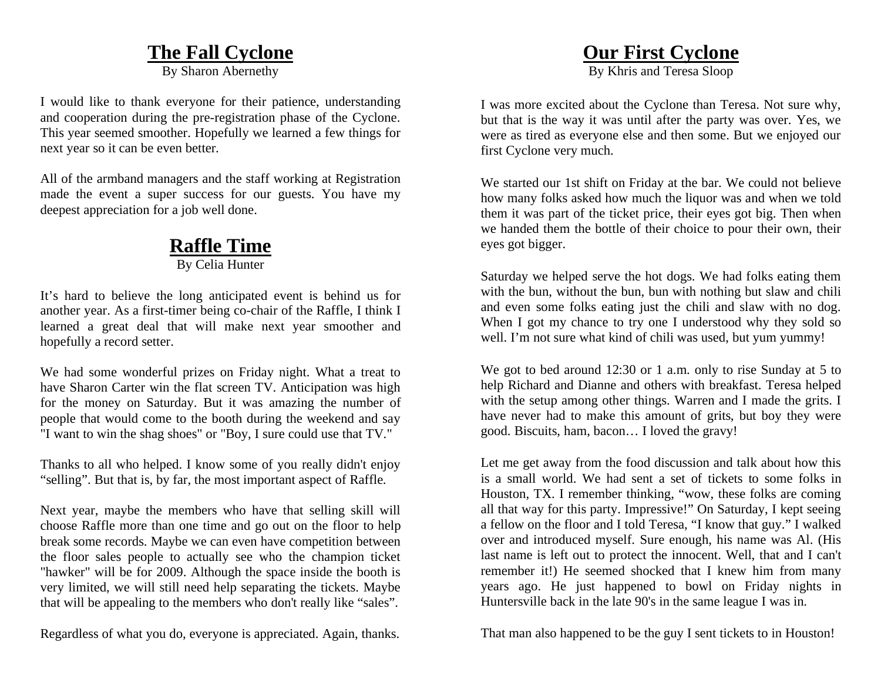## The Fall Cyclone

By Sharon Abernethy

I would like to thank everyone for their patience, understanding and cooperation during the pre-registration phase of the Cyclone. This year seemed smoother. Hopefully we learned a few things for next year so it can be even better.

All of the armband managers and the staff working at Registration made the event a super success for our guests. You have my deepest appreciation for a job well done.

## Raffle Time

By Celia Hunter

It's hard to believe the long anticipated event is behind us for another year. As a first-timer being co-chair of the Raffle, I think I learned a great deal that will make next year smoother and hopefully a record setter.

We had some wonderful prizes on Friday night. What a treat to have Sharon Carter win the flat screen TV. Anticipation was high for the money on Saturday. But it was amazing the number of people that would come to the booth during the weekend and say "I want to win the shag shoes" or "Boy, I sure could use that TV."

Thanks to all who helped. I know some of you really didn't enjoy "selling". But that is, by far, the most important aspect of Raffle.

Next year, maybe the members who have that selling skill will choose Raffle more than one time and go out on the floor to help break some records. Maybe we can even have competition between the floor sales people to actually see who the champion ticket "hawker" will be for 2009. Although the space inside the booth is very limited, we will still need help separating the tickets. Maybe that will be appealing to the members who don't really like "sales".

Regardless of what you do, everyone is appreciated. Again, thanks.

## Our First Cyclone

By Khris and Teresa Sloop

I was more excited about the Cyclone than Teresa. Not sure why, but that is the way it was until after the party was over. Yes, we were as tired as everyone else and then some. But we enjoyed our first Cyclone very much.

We started our 1st shift on Friday at the bar. We could not believe how many folks asked how much the liquor was and when we told them it was part of the ticket price, their eyes got big. Then when we handed them the bottle of their choice to pour their own, their eyes got bigger.

Saturday we helped serve the hot dogs. We had folks eating them with the bun, without the bun, bun with nothing but slaw and chili and even some folks eating just the chili and slaw with no dog. When I got my chance to try one I understood why they sold so well. I'm not sure what kind of chili was used, but yum yummy!

We got to bed around 12:30 or 1 a.m. only to rise Sunday at 5 to help Richard and Dianne and others with breakfast. Teresa helped with the setup among other things. Warren and I made the grits. I have never had to make this amount of grits, but boy they were good. Biscuits, ham, bacon… I loved the gravy!

Let me get away from the food discussion and talk about how this is a small world. We had sent a set of tickets to some folks in Houston, TX. I remember thinking, "wow, these folks are coming all that way for this party. Impressive!" On Saturday, I kept seeing a fellow on the floor and I told Teresa, "I know that guy." I walked over and introduced myself. Sure enough, his name was Al. (His last name is left out to protect the innocent. Well, that and I can't remember it!) He seemed shocked that I knew him from many years ago. He just happened to bowl on Friday nights in Huntersville back in the late 90's in the same league I was in.

That man also happened to be the guy I sent tickets to in Houston!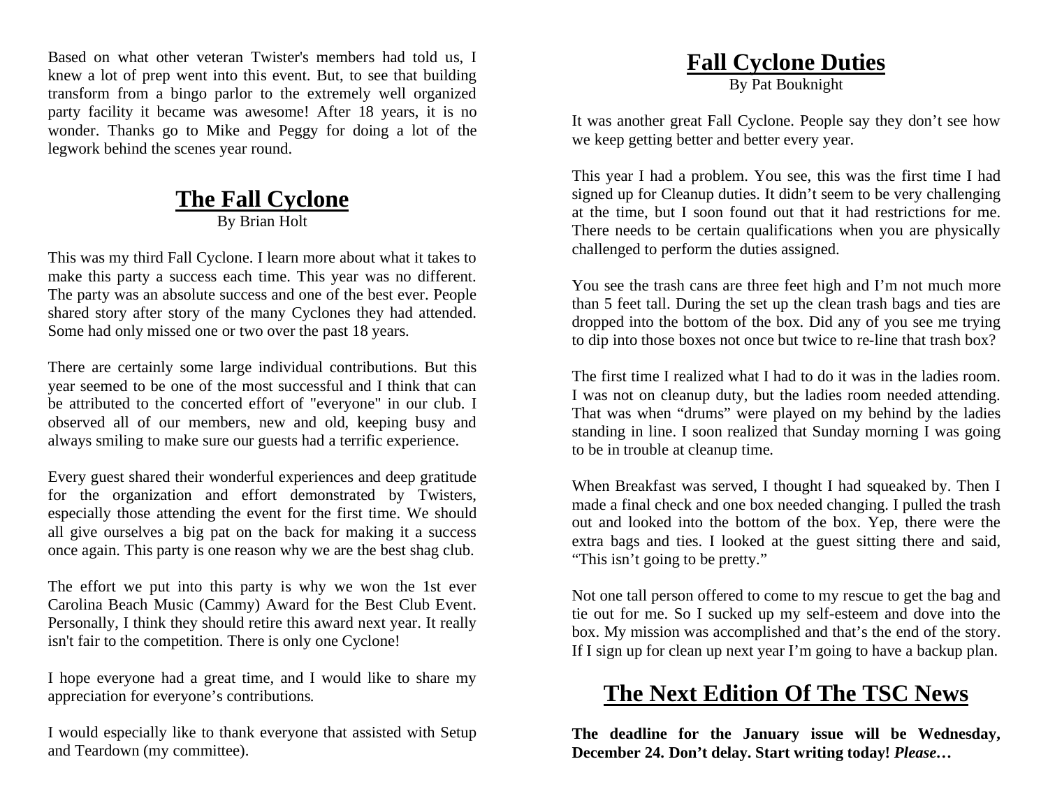Based on what other veteran Twister's members had told us, I knew a lot of prep went into this event. But, to see that building transform from a bingo parlor to the extremely well organized party facility it became was awesome! After 18 years, it is no wonder. Thanks go to Mike and Peggy for doing a lot of the legwork behind the scenes year round.

## The Fall Cyclone

By Brian Holt

This was my third Fall Cyclone. I learn more about what it takes to make this party a success each time. This year was no different. The party was an absolute success and one of the best ever. People shared story after story of the many Cyclones they had attended. Some had only missed one or two over the past 18 years.

There are certainly some large individual contributions. But this year seemed to be one of the most successful and I think that can be attributed to the concerted effort of "everyone" in our club. I observed all of our members, new and old, keeping busy and always smiling to make sure our guests had a terrific experience.

Every guest shared their wonderful experiences and deep gratitude for the organization and effort demonstrated by Twisters, especially those attending the event for the first time. We should all give ourselves a big pat on the back for making it a success once again. This party is one reason why we are the best shag club.

The effort we put into this party is why we won the 1st ever Carolina Beach Music (Cammy) Award for the Best Club Event. Personally, I think they should retire this award next year. It really isn't fair to the competition. There is only one Cyclone!

I hope everyone had a great time, and I would like to share my appreciation for everyone's contributions.

I would especially like to thank everyone that assisted with Setup and Teardown (my committee).

## Fall Cyclone Duties

By Pat Bouknight

It was another great Fall Cyclone. People say they don't see how we keep getting better and better every year.

This year I had a problem. You see, this was the first time I had signed up for Cleanup duties. It didn't seem to be very challenging at the time, but I soon found out that it had restrictions for me. There needs to be certain qualifications when you are physically challenged to perform the duties assigned.

You see the trash cans are three feet high and I'm not much more than 5 feet tall. During the set up the clean trash bags and ties are dropped into the bottom of the box. Did any of you see me trying to dip into those boxes not once but twice to re-line that trash box?

The first time I realized what I had to do it was in the ladies room. I was not on cleanup duty, but the ladies room needed attending. That was when "drums" were played on my behind by the ladies standing in line. I soon realized that Sunday morning I was going to be in trouble at cleanup time.

When Breakfast was served, I thought I had squeaked by. Then I made a final check and one box needed changing. I pulled the trash out and looked into the bottom of the box. Yep, there were the extra bags and ties. I looked at the guest sitting there and said, "This isn't going to be pretty."

Not one tall person offered to come to my rescue to get the bag and tie out for me. So I sucked up my self-esteem and dove into the box. My mission was accomplished and that's the end of the story. If I sign up for clean up next year I'm going to have a backup plan.

## The Next Edition Of The TSC News

**The deadline for the January issue will be Wednesday, December 24. Don't delay. Start writing today! *Please…***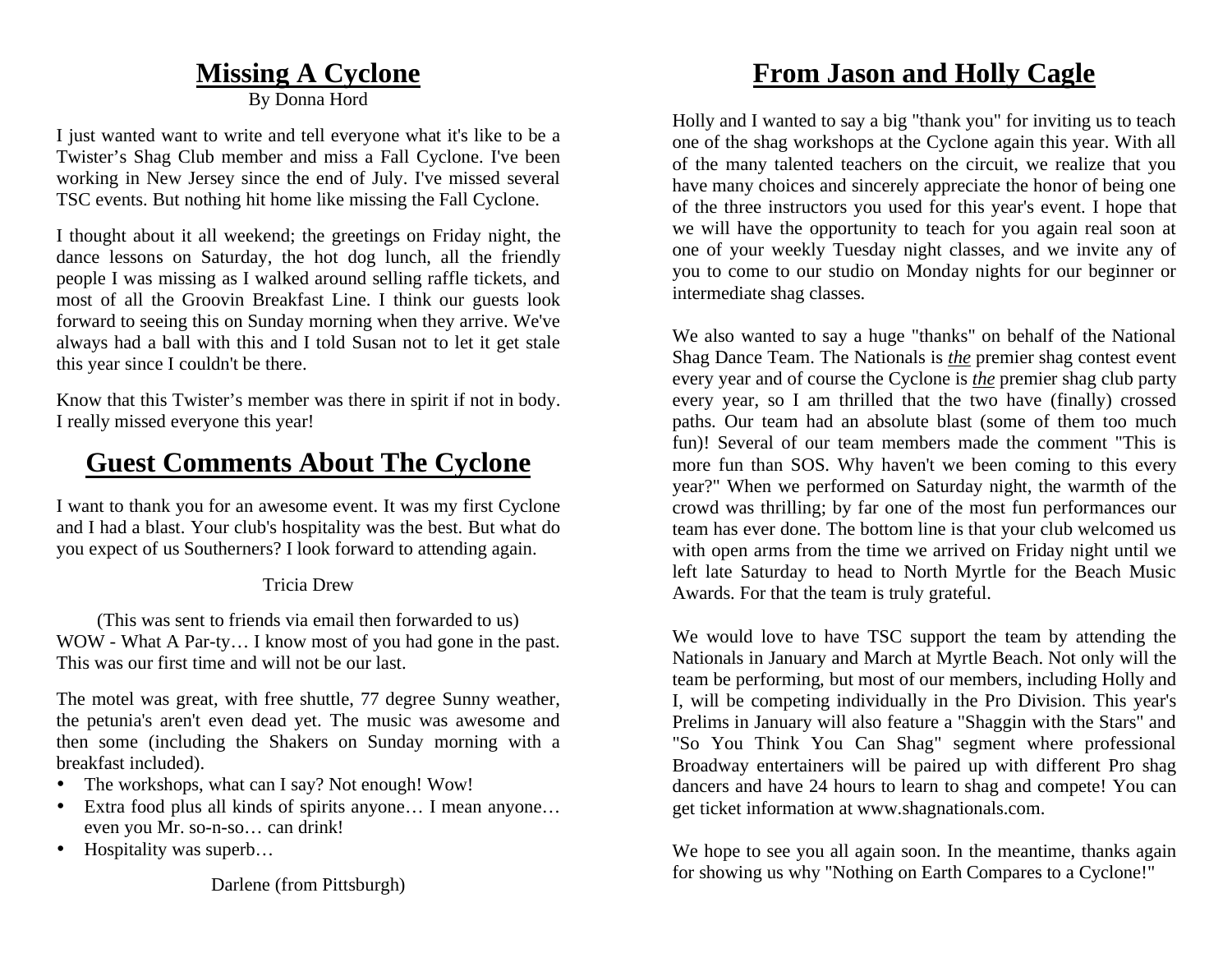## Missing A Cyclone

By Donna Hord

I just wanted want to write and tell everyone what it's like to be a Twister's Shag Club member and miss a Fall Cyclone. I've been working in New Jersey since the end of July. I've missed several TSC events. But nothing hit home like missing the Fall Cyclone.

I thought about it all weekend; the greetings on Friday night, the dance lessons on Saturday, the hot dog lunch, all the friendly people I was missing as I walked around selling raffle tickets, and most of all the Groovin Breakfast Line. I think our guests look forward to seeing this on Sunday morning when they arrive. We've always had a ball with this and I told Susan not to let it get stale this year since I couldn't be there.

Know that this Twister's member was there in spirit if not in body. I really missed everyone this year!

## Guest Comments About The Cyclone

I want to thank you for an awesome event. It was my first Cyclone and I had a blast. Your club's hospitality was the best. But what do you expect of us Southerners? I look forward to attending again.

Tricia Drew

(This was sent to friends via email then forwarded to us)
WOW - What A Par-ty… I know most of you had gone in the past. This was our first time and will not be our last.

The motel was great, with free shuttle, 77 degree Sunny weather, the petunia's aren't even dead yet. The music was awesome and then some (including the Shakers on Sunday morning with a breakfast included).

- The workshops, what can I say? Not enough! Wow!
- Extra food plus all kinds of spirits anyone… I mean anyone… even you Mr. so-n-so… can drink!
- Hospitality was superb…

Darlene (from Pittsburgh)

## From Jason and Holly Cagle

Holly and I wanted to say a big "thank you" for inviting us to teach one of the shag workshops at the Cyclone again this year. With all of the many talented teachers on the circuit, we realize that you have many choices and sincerely appreciate the honor of being one of the three instructors you used for this year's event. I hope that we will have the opportunity to teach for you again real soon at one of your weekly Tuesday night classes, and we invite any of you to come to our studio on Monday nights for our beginner or intermediate shag classes.

We also wanted to say a huge "thanks" on behalf of the National Shag Dance Team. The Nationals is ***the*** premier shag contest event every year and of course the Cyclone is ***the*** premier shag club party every year, so I am thrilled that the two have (finally) crossed paths. Our team had an absolute blast (some of them too much fun)! Several of our team members made the comment "This is more fun than SOS. Why haven't we been coming to this every year?" When we performed on Saturday night, the warmth of the crowd was thrilling; by far one of the most fun performances our team has ever done. The bottom line is that your club welcomed us with open arms from the time we arrived on Friday night until we left late Saturday to head to North Myrtle for the Beach Music Awards. For that the team is truly grateful.

We would love to have TSC support the team by attending the Nationals in January and March at Myrtle Beach. Not only will the team be performing, but most of our members, including Holly and I, will be competing individually in the Pro Division. This year's Prelims in January will also feature a "Shaggin with the Stars" and "So You Think You Can Shag" segment where professional Broadway entertainers will be paired up with different Pro shag dancers and have 24 hours to learn to shag and compete! You can get ticket information at www.shagnationals.com.

We hope to see you all again soon. In the meantime, thanks again for showing us why "Nothing on Earth Compares to a Cyclone!"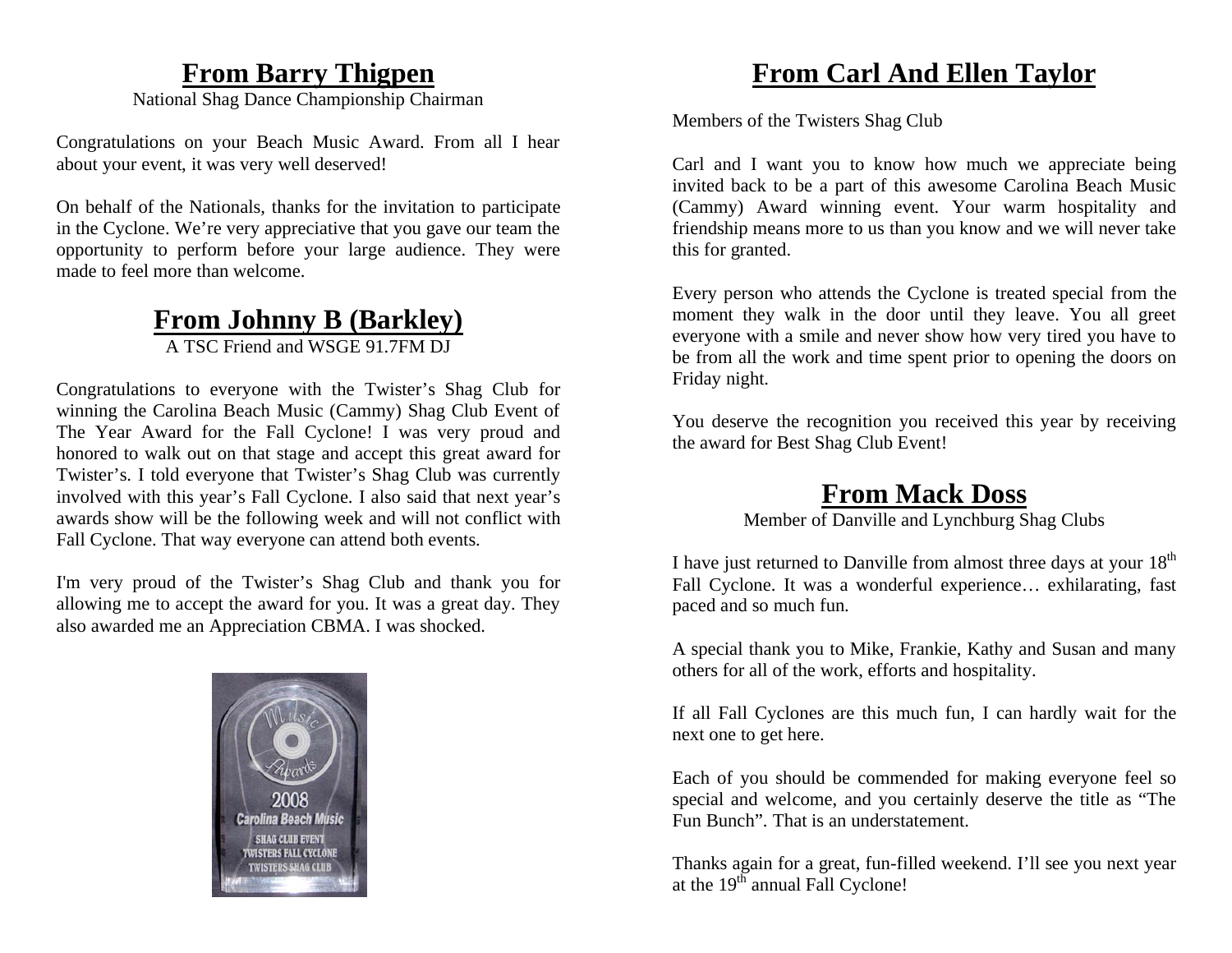## From Barry Thigpen

National Shag Dance Championship Chairman

Congratulations on your Beach Music Award. From all I hear about your event, it was very well deserved!

On behalf of the Nationals, thanks for the invitation to participate in the Cyclone. We're very appreciative that you gave our team the opportunity to perform before your large audience. They were made to feel more than welcome.

## From Johnny B (Barkley)

A TSC Friend and WSGE 91.7FM DJ

Congratulations to everyone with the Twister's Shag Club for winning the Carolina Beach Music (Cammy) Shag Club Event of The Year Award for the Fall Cyclone! I was very proud and honored to walk out on that stage and accept this great award for Twister's. I told everyone that Twister's Shag Club was currently involved with this year's Fall Cyclone. I also said that next year's awards show will be the following week and will not conflict with Fall Cyclone. That way everyone can attend both events.

I'm very proud of the Twister's Shag Club and thank you for allowing me to accept the award for you. It was a great day. They also awarded me an Appreciation CBMA. I was shocked.

## From Carl And Ellen Taylor

Members of the Twisters Shag Club

Carl and I want you to know how much we appreciate being invited back to be a part of this awesome Carolina Beach Music (Cammy) Award winning event. Your warm hospitality and friendship means more to us than you know and we will never take this for granted.

Every person who attends the Cyclone is treated special from the moment they walk in the door until they leave. You all greet everyone with a smile and never show how very tired you have to be from all the work and time spent prior to opening the doors on Friday night.

You deserve the recognition you received this year by receiving the award for Best Shag Club Event!

## From Mack Doss

Member of Danville and Lynchburg Shag Clubs

I have just returned to Danville from almost three days at your 18th Fall Cyclone. It was a wonderful experience… exhilarating, fast paced and so much fun.

A special thank you to Mike, Frankie, Kathy and Susan and many others for all of the work, efforts and hospitality.

If all Fall Cyclones are this much fun, I can hardly wait for the next one to get here.

Each of you should be commended for making everyone feel so special and welcome, and you certainly deserve the title as "The Fun Bunch". That is an understatement.

Thanks again for a great, fun-filled weekend. I'll see you next year at the 19th annual Fall Cyclone!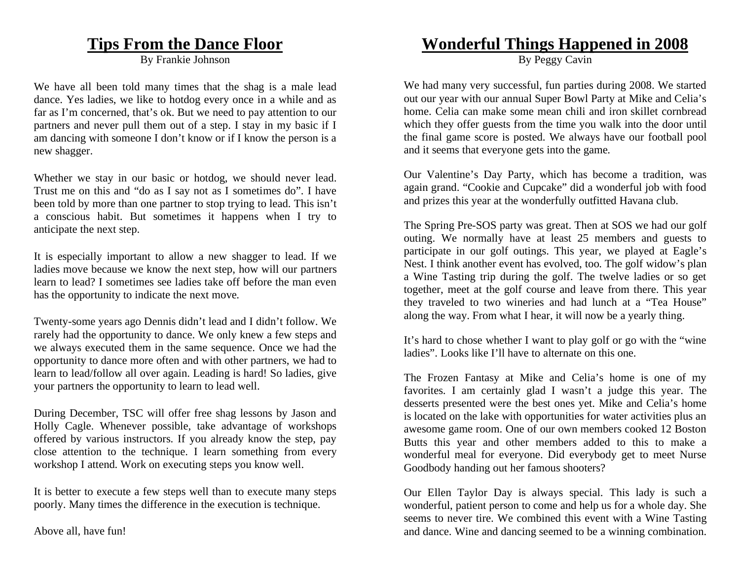## Tips From the Dance Floor

By Frankie Johnson

We have all been told many times that the shag is a male lead dance. Yes ladies, we like to hotdog every once in a while and as far as I'm concerned, that's ok. But we need to pay attention to our partners and never pull them out of a step. I stay in my basic if I am dancing with someone I don't know or if I know the person is a new shagger.

Whether we stay in our basic or hotdog, we should never lead. Trust me on this and "do as I say not as I sometimes do". I have been told by more than one partner to stop trying to lead. This isn't a conscious habit. But sometimes it happens when I try to anticipate the next step.

It is especially important to allow a new shagger to lead. If we ladies move because we know the next step, how will our partners learn to lead? I sometimes see ladies take off before the man even has the opportunity to indicate the next move.

Twenty-some years ago Dennis didn't lead and I didn't follow. We rarely had the opportunity to dance. We only knew a few steps and we always executed them in the same sequence. Once we had the opportunity to dance more often and with other partners, we had to learn to lead/follow all over again. Leading is hard! So ladies, give your partners the opportunity to learn to lead well.

During December, TSC will offer free shag lessons by Jason and Holly Cagle. Whenever possible, take advantage of workshops offered by various instructors. If you already know the step, pay close attention to the technique. I learn something from every workshop I attend. Work on executing steps you know well.

It is better to execute a few steps well than to execute many steps poorly. Many times the difference in the execution is technique.

Above all, have fun!

## Wonderful Things Happened in 2008

By Peggy Cavin

We had many very successful, fun parties during 2008. We started out our year with our annual Super Bowl Party at Mike and Celia's home. Celia can make some mean chili and iron skillet cornbread which they offer guests from the time you walk into the door until the final game score is posted. We always have our football pool and it seems that everyone gets into the game.

Our Valentine's Day Party, which has become a tradition, was again grand. "Cookie and Cupcake" did a wonderful job with food and prizes this year at the wonderfully outfitted Havana club.

The Spring Pre-SOS party was great. Then at SOS we had our golf outing. We normally have at least 25 members and guests to participate in our golf outings. This year, we played at Eagle's Nest. I think another event has evolved, too. The golf widow's plan a Wine Tasting trip during the golf. The twelve ladies or so get together, meet at the golf course and leave from there. This year they traveled to two wineries and had lunch at a "Tea House" along the way. From what I hear, it will now be a yearly thing.

It's hard to chose whether I want to play golf or go with the "wine ladies". Looks like I'll have to alternate on this one.

The Frozen Fantasy at Mike and Celia's home is one of my favorites. I am certainly glad I wasn't a judge this year. The desserts presented were the best ones yet. Mike and Celia's home is located on the lake with opportunities for water activities plus an awesome game room. One of our own members cooked 12 Boston Butts this year and other members added to this to make a wonderful meal for everyone. Did everybody get to meet Nurse Goodbody handing out her famous shooters?

Our Ellen Taylor Day is always special. This lady is such a wonderful, patient person to come and help us for a whole day. She seems to never tire. We combined this event with a Wine Tasting and dance. Wine and dancing seemed to be a winning combination.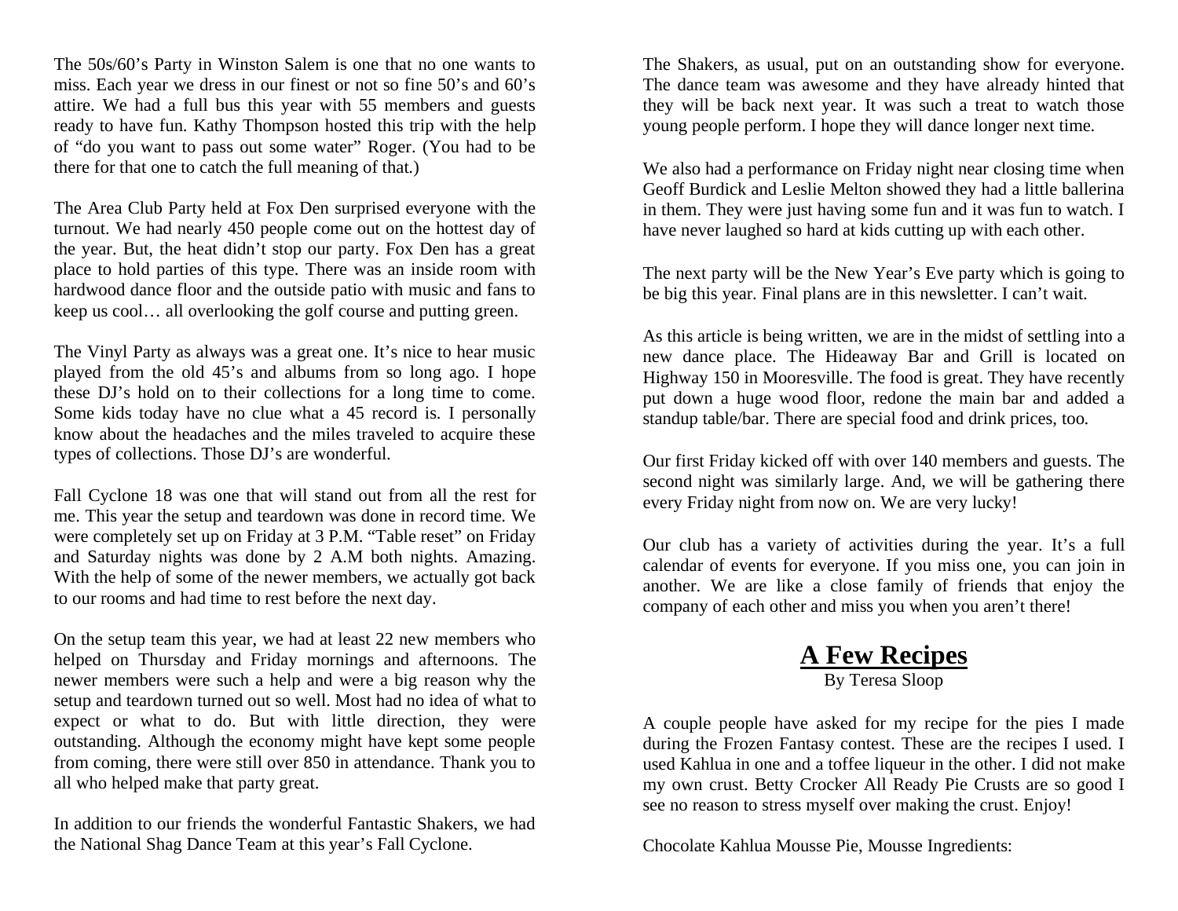The 50s/60's Party in Winston Salem is one that no one wants to miss. Each year we dress in our finest or not so fine 50's and 60's attire. We had a full bus this year with 55 members and guests ready to have fun. Kathy Thompson hosted this trip with the help of "do you want to pass out some water" Roger. (You had to be there for that one to catch the full meaning of that.)

The Area Club Party held at Fox Den surprised everyone with the turnout. We had nearly 450 people come out on the hottest day of the year. But, the heat didn't stop our party. Fox Den has a great place to hold parties of this type. There was an inside room with hardwood dance floor and the outside patio with music and fans to keep us cool… all overlooking the golf course and putting green.

The Vinyl Party as always was a great one. It's nice to hear music played from the old 45's and albums from so long ago. I hope these DJ's hold on to their collections for a long time to come. Some kids today have no clue what a 45 record is. I personally know about the headaches and the miles traveled to acquire these types of collections. Those DJ's are wonderful.

Fall Cyclone 18 was one that will stand out from all the rest for me. This year the setup and teardown was done in record time. We were completely set up on Friday at 3 P.M. "Table reset" on Friday and Saturday nights was done by 2 A.M both nights. Amazing. With the help of some of the newer members, we actually got back to our rooms and had time to rest before the next day.

On the setup team this year, we had at least 22 new members who helped on Thursday and Friday mornings and afternoons. The newer members were such a help and were a big reason why the setup and teardown turned out so well. Most had no idea of what to expect or what to do. But with little direction, they were outstanding. Although the economy might have kept some people from coming, there were still over 850 in attendance. Thank you to all who helped make that party great.

In addition to our friends the wonderful Fantastic Shakers, we had the National Shag Dance Team at this year's Fall Cyclone.

The Shakers, as usual, put on an outstanding show for everyone. The dance team was awesome and they have already hinted that they will be back next year. It was such a treat to watch those young people perform. I hope they will dance longer next time.

We also had a performance on Friday night near closing time when Geoff Burdick and Leslie Melton showed they had a little ballerina in them. They were just having some fun and it was fun to watch. I have never laughed so hard at kids cutting up with each other.

The next party will be the New Year's Eve party which is going to be big this year. Final plans are in this newsletter. I can't wait.

As this article is being written, we are in the midst of settling into a new dance place. The Hideaway Bar and Grill is located on Highway 150 in Mooresville. The food is great. They have recently put down a huge wood floor, redone the main bar and added a standup table/bar. There are special food and drink prices, too.

Our first Friday kicked off with over 140 members and guests. The second night was similarly large. And, we will be gathering there every Friday night from now on. We are very lucky!

Our club has a variety of activities during the year. It's a full calendar of events for everyone. If you miss one, you can join in another. We are like a close family of friends that enjoy the company of each other and miss you when you aren't there!

## A Few Recipes

By Teresa Sloop

A couple people have asked for my recipe for the pies I made during the Frozen Fantasy contest. These are the recipes I used. I used Kahlua in one and a toffee liqueur in the other. I did not make my own crust. Betty Crocker All Ready Pie Crusts are so good I see no reason to stress myself over making the crust. Enjoy!

Chocolate Kahlua Mousse Pie, Mousse Ingredients: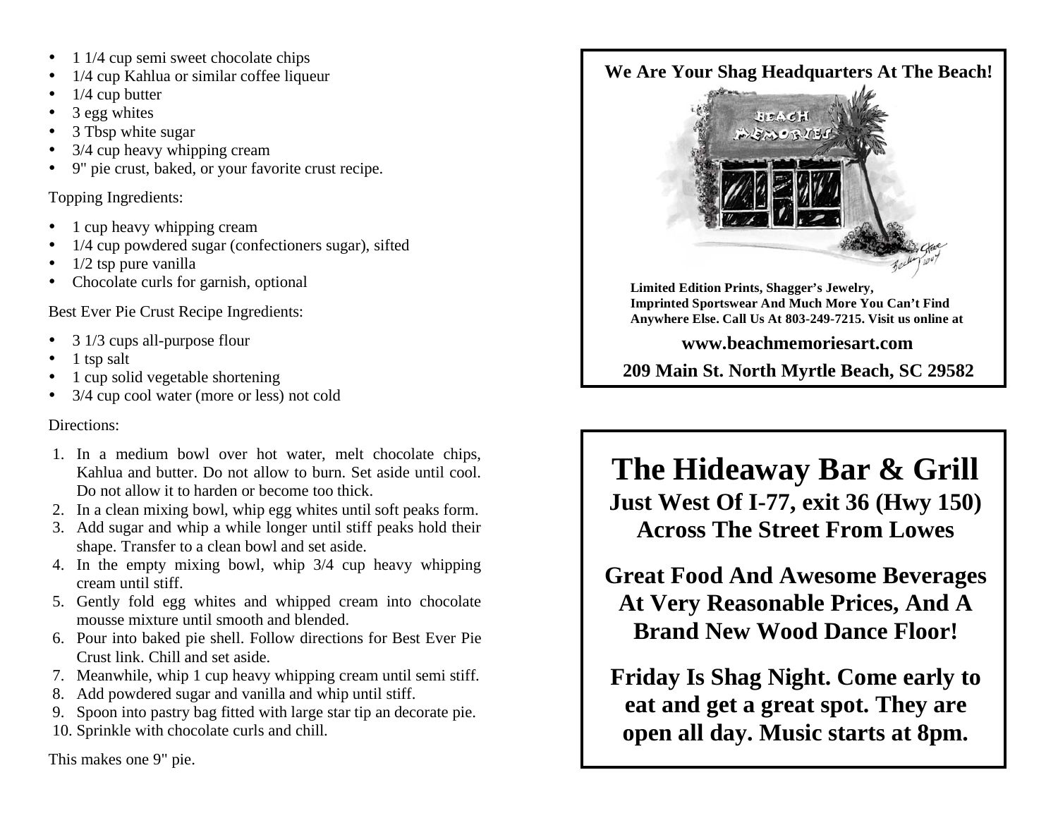- 1 1/4 cup semi sweet chocolate chips
- 1/4 cup Kahlua or similar coffee liqueur
- 1/4 cup butter
- 3 egg whites
- 3 Tbsp white sugar
- 3/4 cup heavy whipping cream
- 9" pie crust, baked, or your favorite crust recipe.

Topping Ingredients:

- 1 cup heavy whipping cream
- 1/4 cup powdered sugar (confectioners sugar), sifted
- 1/2 tsp pure vanilla
- Chocolate curls for garnish, optional

Best Ever Pie Crust Recipe Ingredients:

- 3 1/3 cups all-purpose flour
- 1 tsp salt
- 1 cup solid vegetable shortening
- 3/4 cup cool water (more or less) not cold

Directions:

1. In a medium bowl over hot water, melt chocolate chips, Kahlua and butter. Do not allow to burn. Set aside until cool. Do not allow it to harden or become too thick.
2. In a clean mixing bowl, whip egg whites until soft peaks form.
3. Add sugar and whip a while longer until stiff peaks hold their shape. Transfer to a clean bowl and set aside.
4. In the empty mixing bowl, whip 3/4 cup heavy whipping cream until stiff.
5. Gently fold egg whites and whipped cream into chocolate mousse mixture until smooth and blended.
6. Pour into baked pie shell. Follow directions for Best Ever Pie Crust link. Chill and set aside.
7. Meanwhile, whip 1 cup heavy whipping cream until semi stiff.
8. Add powdered sugar and vanilla and whip until stiff.
9. Spoon into pastry bag fitted with large star tip an decorate pie.
10. Sprinkle with chocolate curls and chill.

This makes one 9" pie.

**We Are Your Shag Headquarters At The Beach!**

BEACH MEMORIES

**Limited Edition Prints, Shagger's Jewelry, Imprinted Sportswear And Much More You Can't Find Anywhere Else. Call Us At 803-249-7215. Visit us online at**

**www.beachmemoriesart.com**

**209 Main St. North Myrtle Beach, SC 29582**

# The Hideaway Bar & Grill

**Just West Of I-77, exit 36 (Hwy 150)**
**Across The Street From Lowes**

**Great Food And Awesome Beverages At Very Reasonable Prices, And A Brand New Wood Dance Floor!**

**Friday Is Shag Night. Come early to eat and get a great spot. They are open all day. Music starts at 8pm.**